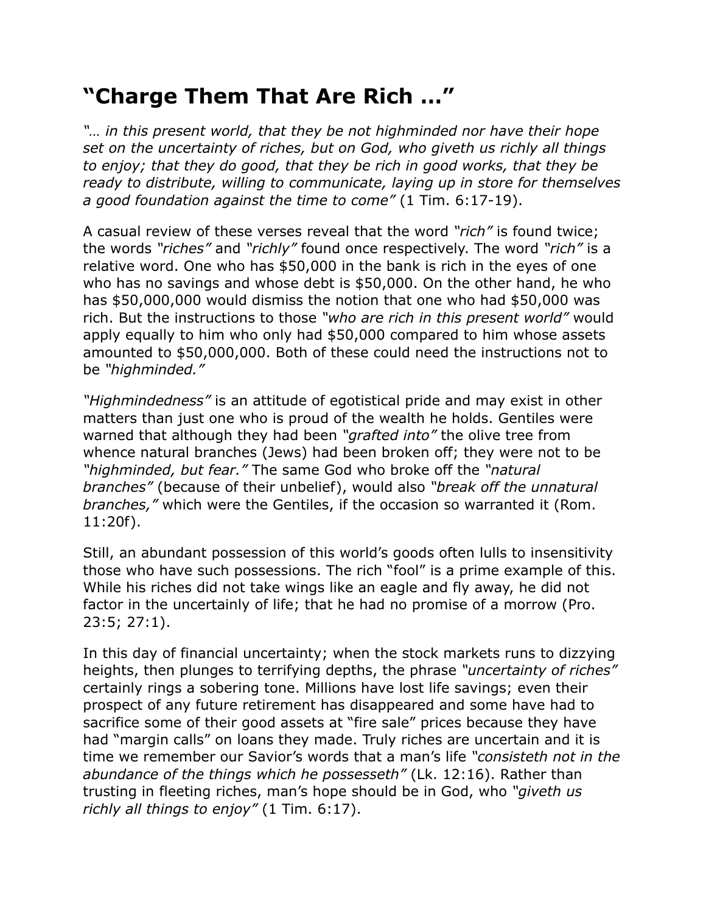# “Charge Them That Are Rich …”

*“… in this present world, that they be not highminded nor have their hope set on the uncertainty of riches, but on God, who giveth us richly all things to enjoy; that they do good, that they be rich in good works, that they be ready to distribute, willing to communicate, laying up in store for themselves a good foundation against the time to come”* (1 Tim. 6:17-19).

A casual review of these verses reveal that the word *“rich”* is found twice; the words *“riches”* and *“richly”* found once respectively. The word *“rich”* is a relative word. One who has $50,000 in the bank is rich in the eyes of one who has no savings and whose debt is $50,000. On the other hand, he who has $50,000,000 would dismiss the notion that one who had $50,000 was rich. But the instructions to those *“who are rich in this present world”* would apply equally to him who only had $50,000 compared to him whose assets amounted to $50,000,000. Both of these could need the instructions not to be *“highminded.”*

*“Highmindedness”* is an attitude of egotistical pride and may exist in other matters than just one who is proud of the wealth he holds. Gentiles were warned that although they had been *“grafted into”* the olive tree from whence natural branches (Jews) had been broken off; they were not to be *“highminded, but fear.”* The same God who broke off the *“natural branches”* (because of their unbelief), would also *“break off the unnatural branches,”* which were the Gentiles, if the occasion so warranted it (Rom. 11:20f).

Still, an abundant possession of this world’s goods often lulls to insensitivity those who have such possessions. The rich “fool” is a prime example of this. While his riches did not take wings like an eagle and fly away, he did not factor in the uncertainly of life; that he had no promise of a morrow (Pro. 23:5; 27:1).

In this day of financial uncertainty; when the stock markets runs to dizzying heights, then plunges to terrifying depths, the phrase *“uncertainty of riches”* certainly rings a sobering tone. Millions have lost life savings; even their prospect of any future retirement has disappeared and some have had to sacrifice some of their good assets at “fire sale” prices because they have had “margin calls” on loans they made. Truly riches are uncertain and it is time we remember our Savior’s words that a man’s life *“consisteth not in the abundance of the things which he possesseth”* (Lk. 12:16). Rather than trusting in fleeting riches, man’s hope should be in God, who *“giveth us richly all things to enjoy”* (1 Tim. 6:17).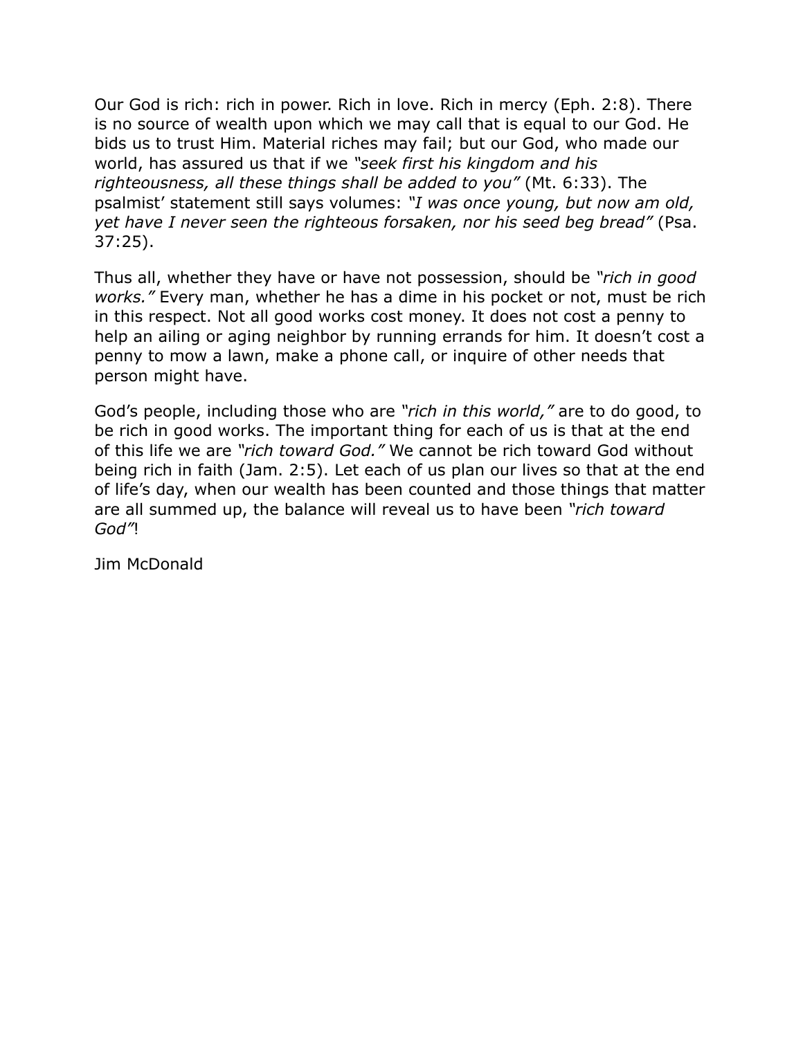Our God is rich: rich in power. Rich in love. Rich in mercy (Eph. 2:8). There is no source of wealth upon which we may call that is equal to our God. He bids us to trust Him. Material riches may fail; but our God, who made our world, has assured us that if we *"seek first his kingdom and his righteousness, all these things shall be added to you"* (Mt. 6:33). The psalmist' statement still says volumes: *"I was once young, but now am old, yet have I never seen the righteous forsaken, nor his seed beg bread"* (Psa. 37:25).

Thus all, whether they have or have not possession, should be *"rich in good works."* Every man, whether he has a dime in his pocket or not, must be rich in this respect. Not all good works cost money. It does not cost a penny to help an ailing or aging neighbor by running errands for him. It doesn't cost a penny to mow a lawn, make a phone call, or inquire of other needs that person might have.

God's people, including those who are *"rich in this world,"* are to do good, to be rich in good works. The important thing for each of us is that at the end of this life we are *"rich toward God."* We cannot be rich toward God without being rich in faith (Jam. 2:5). Let each of us plan our lives so that at the end of life's day, when our wealth has been counted and those things that matter are all summed up, the balance will reveal us to have been *"rich toward God"*!

Jim McDonald